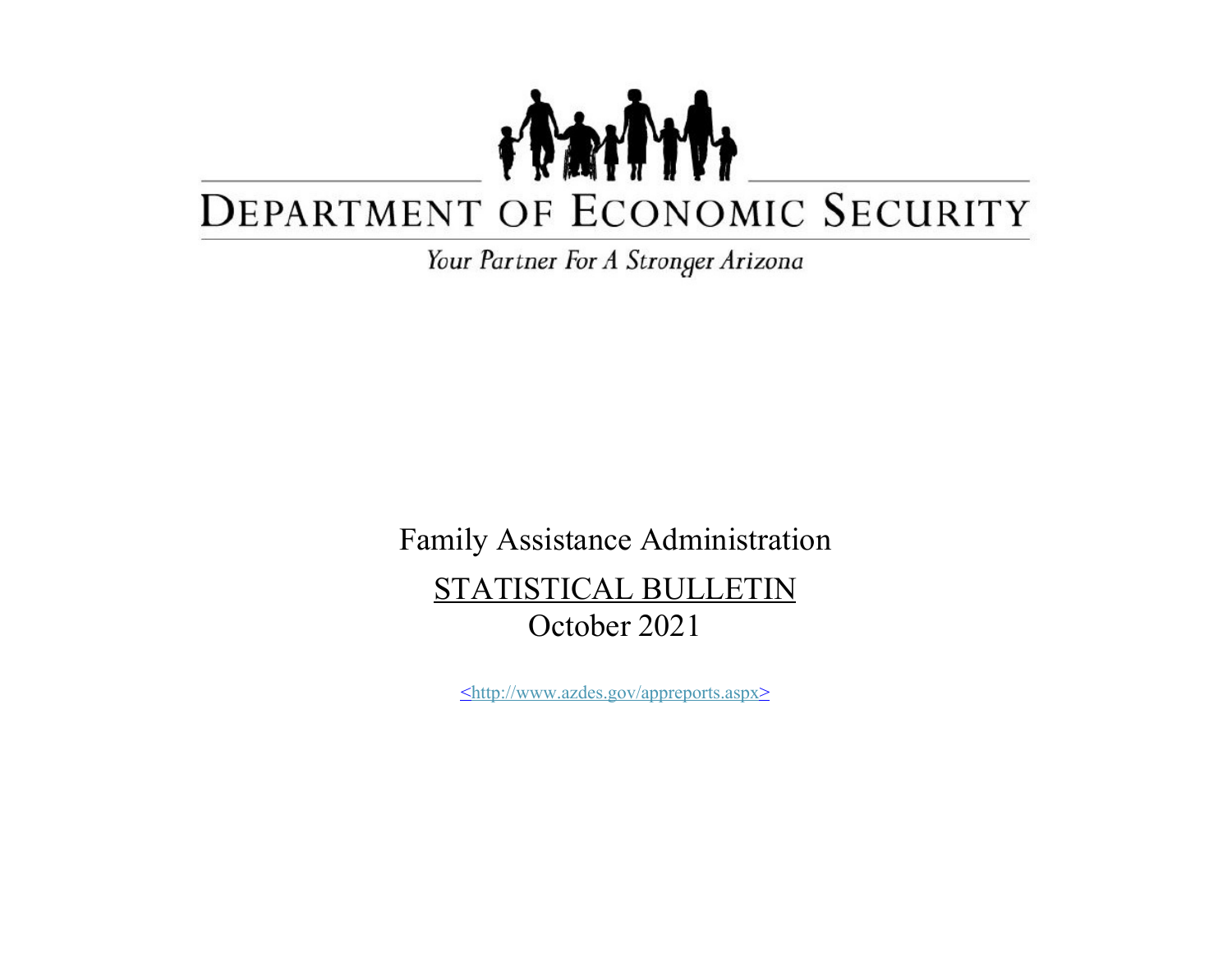# DEPARTMENT OF ECONOMIC SECURITY

*Your Partner For A Stronger Arizona*

Family Assistance Administration

STATISTICAL BULLETIN

October 2021

<http://www.azdes.gov/appreports.aspx>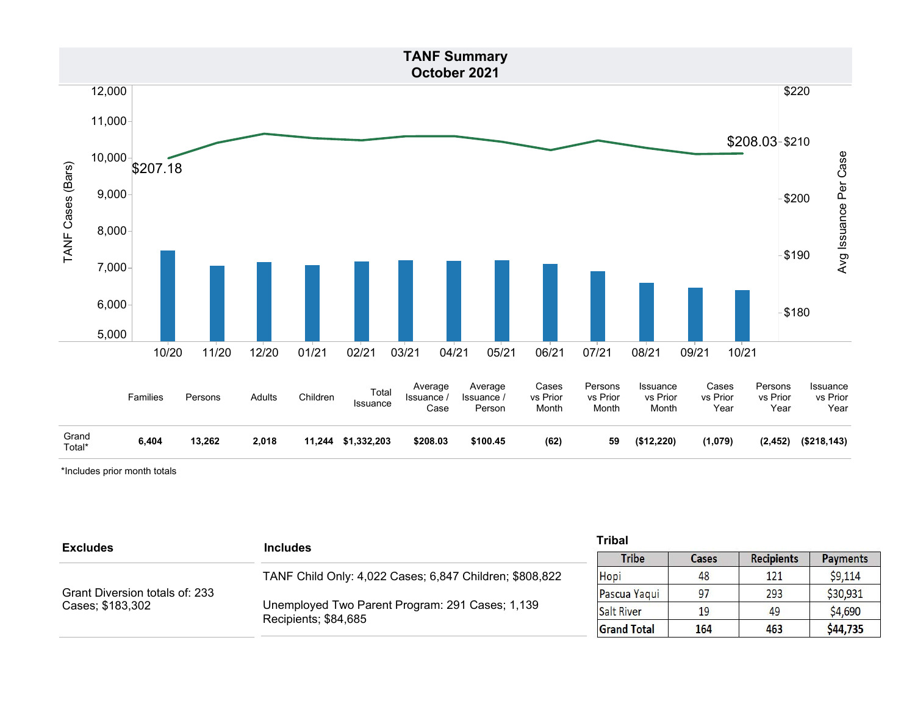## TANF Summary
## October 2021

TANF Cases (Bars) / Avg Issuance Per Case

10/20: $207.18 — 10/21: $208.03

| | 10/20 | 11/20 | 12/20 | 01/21 | 02/21 | 03/21 | 04/21 | 05/21 | 06/21 | 07/21 | 08/21 | 09/21 | 10/21 |
|---|---|---|---|---|---|---|---|---|---|---|---|---|---|

| | Families | Persons | Adults | Children | Total Issuance | Average Issuance / Case | Average Issuance / Person | Cases vs Prior Month | Persons vs Prior Month | Issuance vs Prior Month | Cases vs Prior Year | Persons vs Prior Year | Issuance vs Prior Year |
|---|---|---|---|---|---|---|---|---|---|---|---|---|---|
| Grand Total* | **6,404** | **13,262** | **2,018** | **11,244** | **$1,332,203** | **$208.03** | **$100.45** | **(62)** | **59** | **($12,220)** | **(1,079)** | **(2,452)** | **($218,143)** |

*Includes prior month totals

**Excludes**

Grant Diversion totals of: 233 Cases; $183,302

**Includes**

TANF Child Only: 4,022 Cases; 6,847 Children; $808,822

Unemployed Two Parent Program: 291 Cases; 1,139 Recipients; $84,685

**Tribal**

| Tribe | Cases | Recipients | Payments |
|---|---|---|---|
| Hopi | 48 | 121 | $9,114 |
| Pascua Yaqui | 97 | 293 | $30,931 |
| Salt River | 19 | 49 | $4,690 |
| **Grand Total** | **164** | **463** | **$44,735** |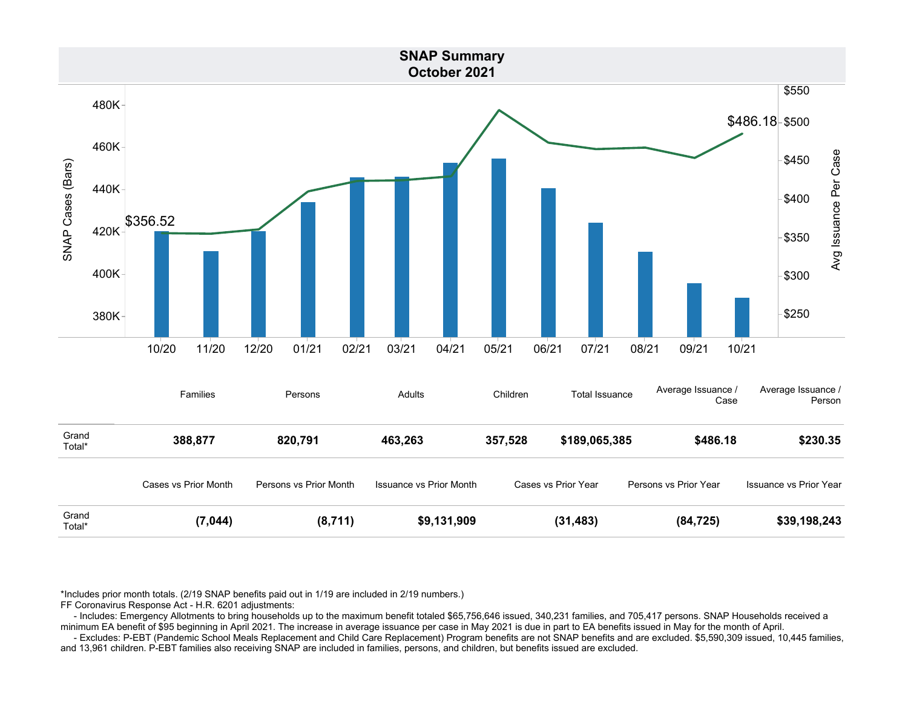# SNAP Summary
## October 2021

| | Families | Persons | Adults | Children | Total Issuance | Average Issuance / Case | Average Issuance / Person |
|---|---|---|---|---|---|---|---|
| Grand Total* | **388,877** | **820,791** | **463,263** | **357,528** | **$189,065,385** | **$486.18** | **$230.35** |

| | Cases vs Prior Month | Persons vs Prior Month | Issuance vs Prior Month | Cases vs Prior Year | Persons vs Prior Year | Issuance vs Prior Year |
|---|---|---|---|---|---|---|
| Grand Total* | **(7,044)** | **(8,711)** | **$9,131,909** | **(31,483)** | **(84,725)** | **$39,198,243** |

*Includes prior month totals. (2/19 SNAP benefits paid out in 1/19 are included in 2/19 numbers.)
FF Coronavirus Response Act - H.R. 6201 adjustments:
- Includes: Emergency Allotments to bring households up to the maximum benefit totaled $65,756,646 issued, 340,231 families, and 705,417 persons. SNAP Households received a minimum EA benefit of $95 beginning in April 2021. The increase in average issuance per case in May 2021 is due in part to EA benefits issued in May for the month of April.
- Excludes: P-EBT (Pandemic School Meals Replacement and Child Care Replacement) Program benefits are not SNAP benefits and are excluded. $5,590,309 issued, 10,445 families, and 13,961 children. P-EBT families also receiving SNAP are included in families, persons, and children, but benefits issued are excluded.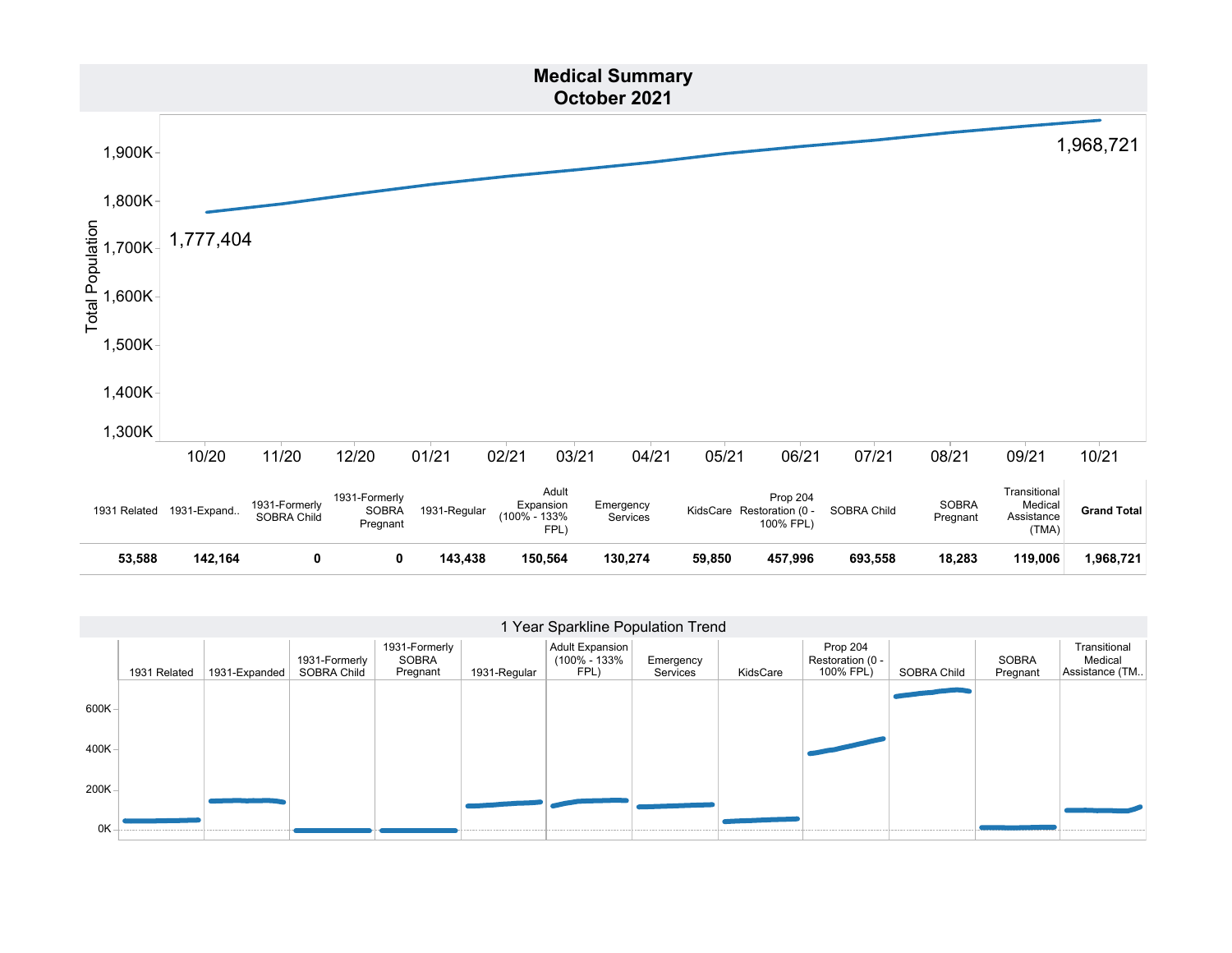# Medical Summary
## October 2021

Total Population

1,777,404 (10/20) — 1,968,721 (10/21)

| 1931 Related | 1931-Expand.. | 1931-Formerly SOBRA Child | 1931-Formerly SOBRA Pregnant | 1931-Regular | Adult Expansion (100% - 133% FPL) | Emergency Services | KidsCare | Prop 204 Restoration (0 - 100% FPL) | SOBRA Child | SOBRA Pregnant | Transitional Medical Assistance (TMA) | **Grand Total** |
|---|---|---|---|---|---|---|---|---|---|---|---|---|
| **53,588** | **142,164** | **0** | **0** | **143,438** | **150,564** | **130,274** | **59,850** | **457,996** | **693,558** | **18,283** | **119,006** | **1,968,721** |

1 Year Sparkline Population Trend

1931 Related | 1931-Expanded | 1931-Formerly SOBRA Child | 1931-Formerly SOBRA Pregnant | 1931-Regular | Adult Expansion (100% - 133% FPL) | Emergency Services | KidsCare | Prop 204 Restoration (0 - 100% FPL) | SOBRA Child | SOBRA Pregnant | Transitional Medical Assistance (TM..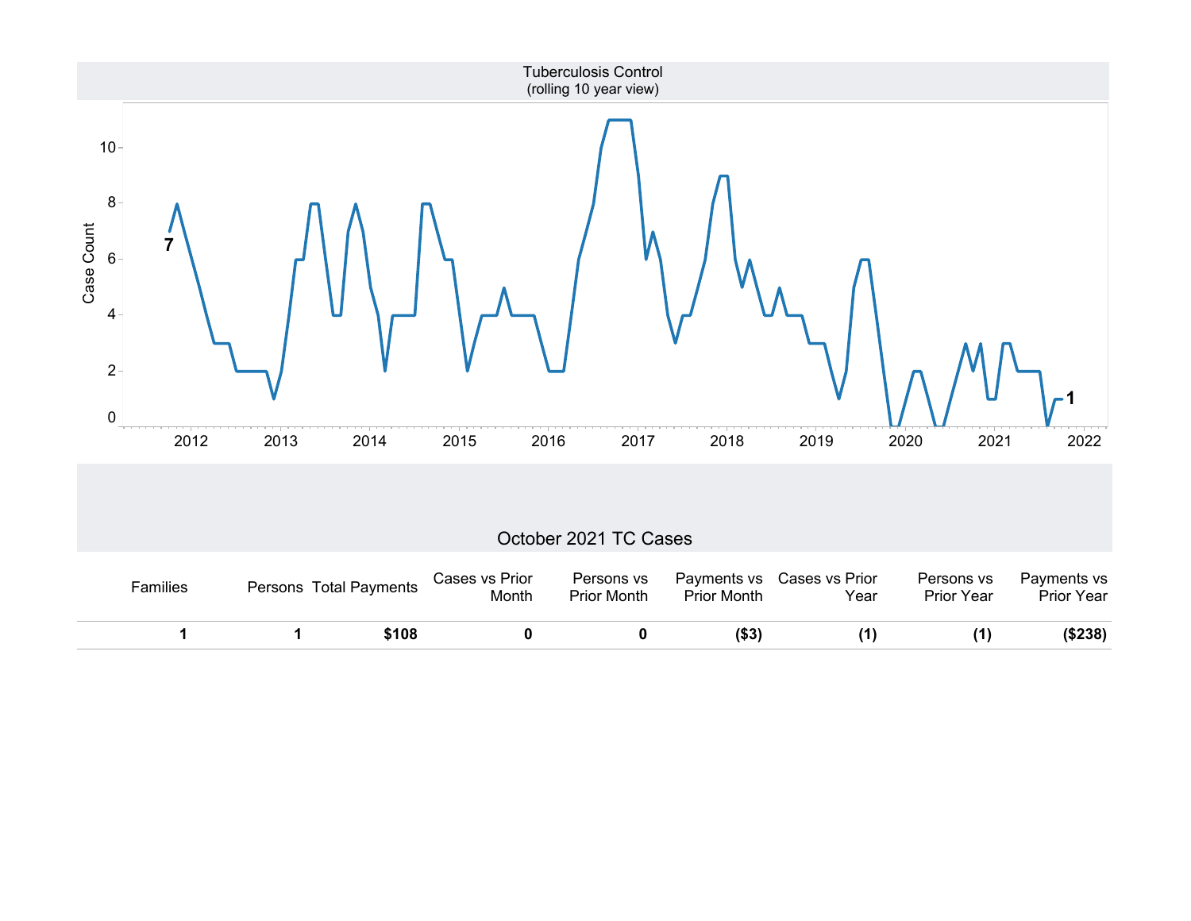Tuberculosis Control
(rolling 10 year view)

Case Count

## October 2021 TC Cases

| Families | Persons | Total Payments | Cases vs Prior Month | Persons vs Prior Month | Payments vs Prior Month | Cases vs Prior Year | Persons vs Prior Year | Payments vs Prior Year |
|---|---|---|---|---|---|---|---|---|
| **1** | **1** | **$108** | **0** | **0** | **($3)** | **(1)** | **(1)** | **($238)** |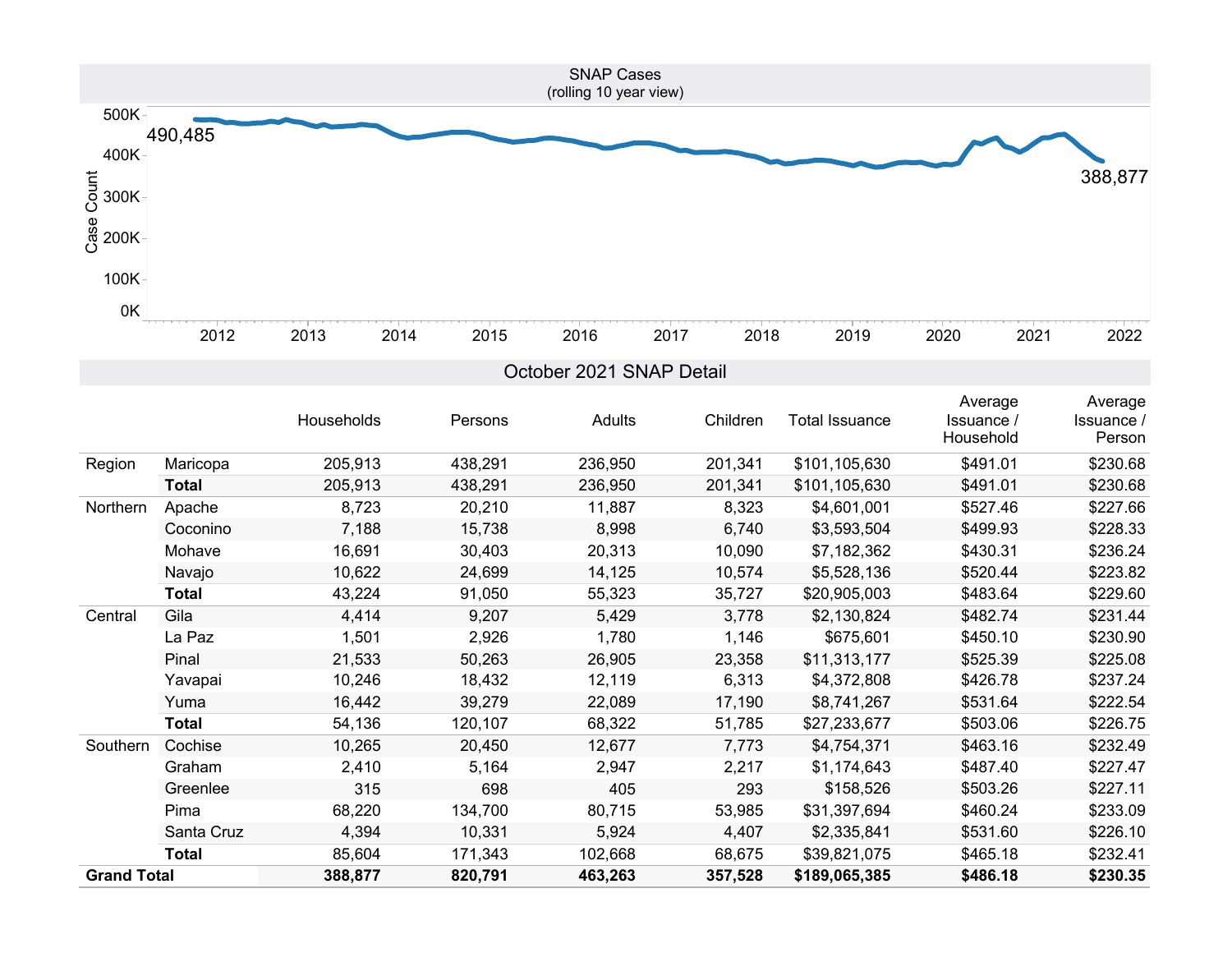## SNAP Cases
(rolling 10 year view)

Case Count

500K
400K
300K
200K
100K
0K

490,485

388,877

2012 2013 2014 2015 2016 2017 2018 2019 2020 2021 2022

## October 2021 SNAP Detail

| | | Households | Persons | Adults | Children | Total Issuance | Average Issuance / Household | Average Issuance / Person |
|---|---|---|---|---|---|---|---|---|
| Region | Maricopa | 205,913 | 438,291 | 236,950 | 201,341 | $101,105,630 | $491.01 | $230.68 |
| | **Total** | 205,913 | 438,291 | 236,950 | 201,341 | $101,105,630 | $491.01 | $230.68 |
| Northern | Apache | 8,723 | 20,210 | 11,887 | 8,323 | $4,601,001 | $527.46 | $227.66 |
| | Coconino | 7,188 | 15,738 | 8,998 | 6,740 | $3,593,504 | $499.93 | $228.33 |
| | Mohave | 16,691 | 30,403 | 20,313 | 10,090 | $7,182,362 | $430.31 | $236.24 |
| | Navajo | 10,622 | 24,699 | 14,125 | 10,574 | $5,528,136 | $520.44 | $223.82 |
| | **Total** | 43,224 | 91,050 | 55,323 | 35,727 | $20,905,003 | $483.64 | $229.60 |
| Central | Gila | 4,414 | 9,207 | 5,429 | 3,778 | $2,130,824 | $482.74 | $231.44 |
| | La Paz | 1,501 | 2,926 | 1,780 | 1,146 | $675,601 | $450.10 | $230.90 |
| | Pinal | 21,533 | 50,263 | 26,905 | 23,358 | $11,313,177 | $525.39 | $225.08 |
| | Yavapai | 10,246 | 18,432 | 12,119 | 6,313 | $4,372,808 | $426.78 | $237.24 |
| | Yuma | 16,442 | 39,279 | 22,089 | 17,190 | $8,741,267 | $531.64 | $222.54 |
| | **Total** | 54,136 | 120,107 | 68,322 | 51,785 | $27,233,677 | $503.06 | $226.75 |
| Southern | Cochise | 10,265 | 20,450 | 12,677 | 7,773 | $4,754,371 | $463.16 | $232.49 |
| | Graham | 2,410 | 5,164 | 2,947 | 2,217 | $1,174,643 | $487.40 | $227.47 |
| | Greenlee | 315 | 698 | 405 | 293 | $158,526 | $503.26 | $227.11 |
| | Pima | 68,220 | 134,700 | 80,715 | 53,985 | $31,397,694 | $460.24 | $233.09 |
| | Santa Cruz | 4,394 | 10,331 | 5,924 | 4,407 | $2,335,841 | $531.60 | $226.10 |
| | **Total** | 85,604 | 171,343 | 102,668 | 68,675 | $39,821,075 | $465.18 | $232.41 |
| **Grand Total** | | **388,877** | **820,791** | **463,263** | **357,528** | **$189,065,385** | **$486.18** | **$230.35** |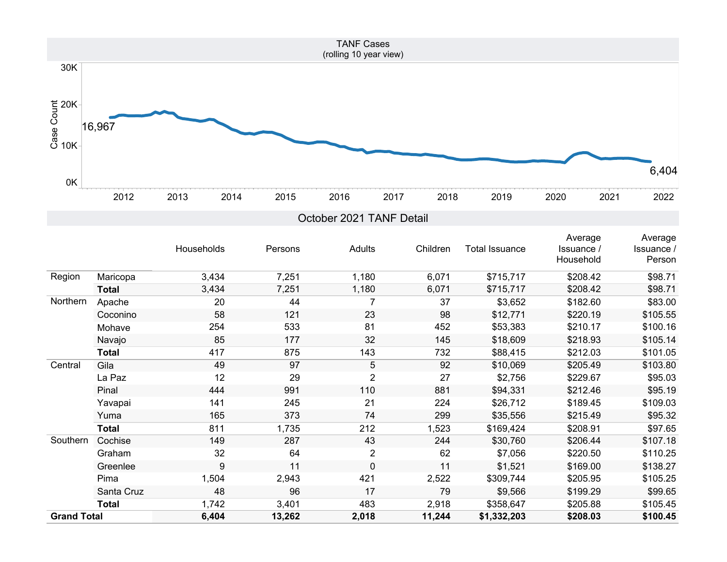## TANF Cases
(rolling 10 year view)

Case Count: 16,967 (2012) → 6,404 (2022)

## October 2021 TANF Detail

| | | Households | Persons | Adults | Children | Total Issuance | Average Issuance / Household | Average Issuance / Person |
|---|---|---|---|---|---|---|---|---|
| Region | Maricopa | 3,434 | 7,251 | 1,180 | 6,071 | $715,717 | $208.42 | $98.71 |
| | **Total** | 3,434 | 7,251 | 1,180 | 6,071 | $715,717 | $208.42 | $98.71 |
| Northern | Apache | 20 | 44 | 7 | 37 | $3,652 | $182.60 | $83.00 |
| | Coconino | 58 | 121 | 23 | 98 | $12,771 | $220.19 | $105.55 |
| | Mohave | 254 | 533 | 81 | 452 | $53,383 | $210.17 | $100.16 |
| | Navajo | 85 | 177 | 32 | 145 | $18,609 | $218.93 | $105.14 |
| | **Total** | 417 | 875 | 143 | 732 | $88,415 | $212.03 | $101.05 |
| Central | Gila | 49 | 97 | 5 | 92 | $10,069 | $205.49 | $103.80 |
| | La Paz | 12 | 29 | 2 | 27 | $2,756 | $229.67 | $95.03 |
| | Pinal | 444 | 991 | 110 | 881 | $94,331 | $212.46 | $95.19 |
| | Yavapai | 141 | 245 | 21 | 224 | $26,712 | $189.45 | $109.03 |
| | Yuma | 165 | 373 | 74 | 299 | $35,556 | $215.49 | $95.32 |
| | **Total** | 811 | 1,735 | 212 | 1,523 | $169,424 | $208.91 | $97.65 |
| Southern | Cochise | 149 | 287 | 43 | 244 | $30,760 | $206.44 | $107.18 |
| | Graham | 32 | 64 | 2 | 62 | $7,056 | $220.50 | $110.25 |
| | Greenlee | 9 | 11 | 0 | 11 | $1,521 | $169.00 | $138.27 |
| | Pima | 1,504 | 2,943 | 421 | 2,522 | $309,744 | $205.95 | $105.25 |
| | Santa Cruz | 48 | 96 | 17 | 79 | $9,566 | $199.29 | $99.65 |
| | **Total** | 1,742 | 3,401 | 483 | 2,918 | $358,647 | $205.88 | $105.45 |
| **Grand Total** | | **6,404** | **13,262** | **2,018** | **11,244** | **$1,332,203** | **$208.03** | **$100.45** |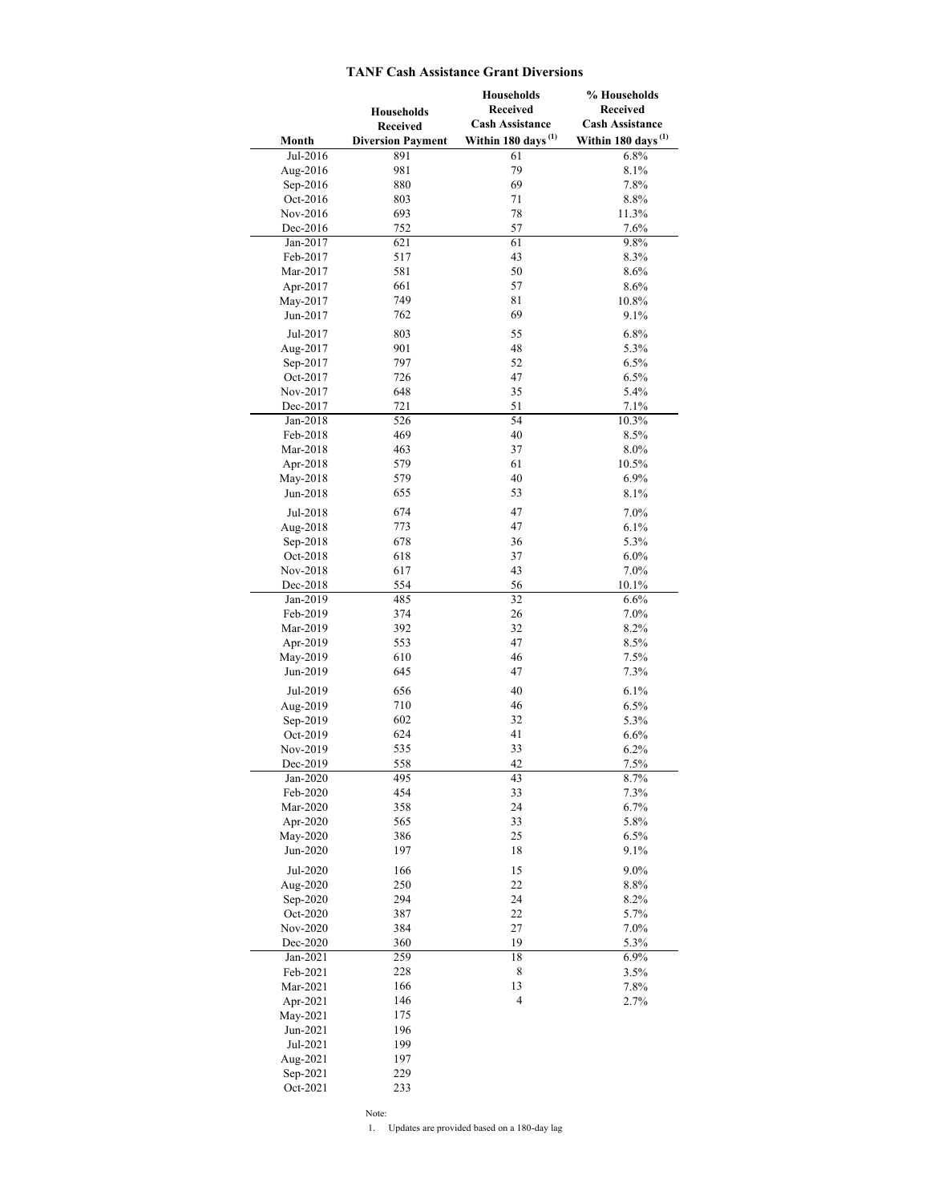# TANF Cash Assistance Grant Diversions

| Month | Households Received Diversion Payment | Households Received Cash Assistance Within 180 days [(1)] | % Households Received Cash Assistance Within 180 days [(1)] |
|---|---|---|---|
| Jul-2016 | 891 | 61 | 6.8% |
| Aug-2016 | 981 | 79 | 8.1% |
| Sep-2016 | 880 | 69 | 7.8% |
| Oct-2016 | 803 | 71 | 8.8% |
| Nov-2016 | 693 | 78 | 11.3% |
| Dec-2016 | 752 | 57 | 7.6% |
| Jan-2017 | 621 | 61 | 9.8% |
| Feb-2017 | 517 | 43 | 8.3% |
| Mar-2017 | 581 | 50 | 8.6% |
| Apr-2017 | 661 | 57 | 8.6% |
| May-2017 | 749 | 81 | 10.8% |
| Jun-2017 | 762 | 69 | 9.1% |
| Jul-2017 | 803 | 55 | 6.8% |
| Aug-2017 | 901 | 48 | 5.3% |
| Sep-2017 | 797 | 52 | 6.5% |
| Oct-2017 | 726 | 47 | 6.5% |
| Nov-2017 | 648 | 35 | 5.4% |
| Dec-2017 | 721 | 51 | 7.1% |
| Jan-2018 | 526 | 54 | 10.3% |
| Feb-2018 | 469 | 40 | 8.5% |
| Mar-2018 | 463 | 37 | 8.0% |
| Apr-2018 | 579 | 61 | 10.5% |
| May-2018 | 579 | 40 | 6.9% |
| Jun-2018 | 655 | 53 | 8.1% |
| Jul-2018 | 674 | 47 | 7.0% |
| Aug-2018 | 773 | 47 | 6.1% |
| Sep-2018 | 678 | 36 | 5.3% |
| Oct-2018 | 618 | 37 | 6.0% |
| Nov-2018 | 617 | 43 | 7.0% |
| Dec-2018 | 554 | 56 | 10.1% |
| Jan-2019 | 485 | 32 | 6.6% |
| Feb-2019 | 374 | 26 | 7.0% |
| Mar-2019 | 392 | 32 | 8.2% |
| Apr-2019 | 553 | 47 | 8.5% |
| May-2019 | 610 | 46 | 7.5% |
| Jun-2019 | 645 | 47 | 7.3% |
| Jul-2019 | 656 | 40 | 6.1% |
| Aug-2019 | 710 | 46 | 6.5% |
| Sep-2019 | 602 | 32 | 5.3% |
| Oct-2019 | 624 | 41 | 6.6% |
| Nov-2019 | 535 | 33 | 6.2% |
| Dec-2019 | 558 | 42 | 7.5% |
| Jan-2020 | 495 | 43 | 8.7% |
| Feb-2020 | 454 | 33 | 7.3% |
| Mar-2020 | 358 | 24 | 6.7% |
| Apr-2020 | 565 | 33 | 5.8% |
| May-2020 | 386 | 25 | 6.5% |
| Jun-2020 | 197 | 18 | 9.1% |
| Jul-2020 | 166 | 15 | 9.0% |
| Aug-2020 | 250 | 22 | 8.8% |
| Sep-2020 | 294 | 24 | 8.2% |
| Oct-2020 | 387 | 22 | 5.7% |
| Nov-2020 | 384 | 27 | 7.0% |
| Dec-2020 | 360 | 19 | 5.3% |
| Jan-2021 | 259 | 18 | 6.9% |
| Feb-2021 | 228 | 8 | 3.5% |
| Mar-2021 | 166 | 13 | 7.8% |
| Apr-2021 | 146 | 4 | 2.7% |
| May-2021 | 175 | | |
| Jun-2021 | 196 | | |
| Jul-2021 | 199 | | |
| Aug-2021 | 197 | | |
| Sep-2021 | 229 | | |
| Oct-2021 | 233 | | |

Note:

1. Updates are provided based on a 180-day lag